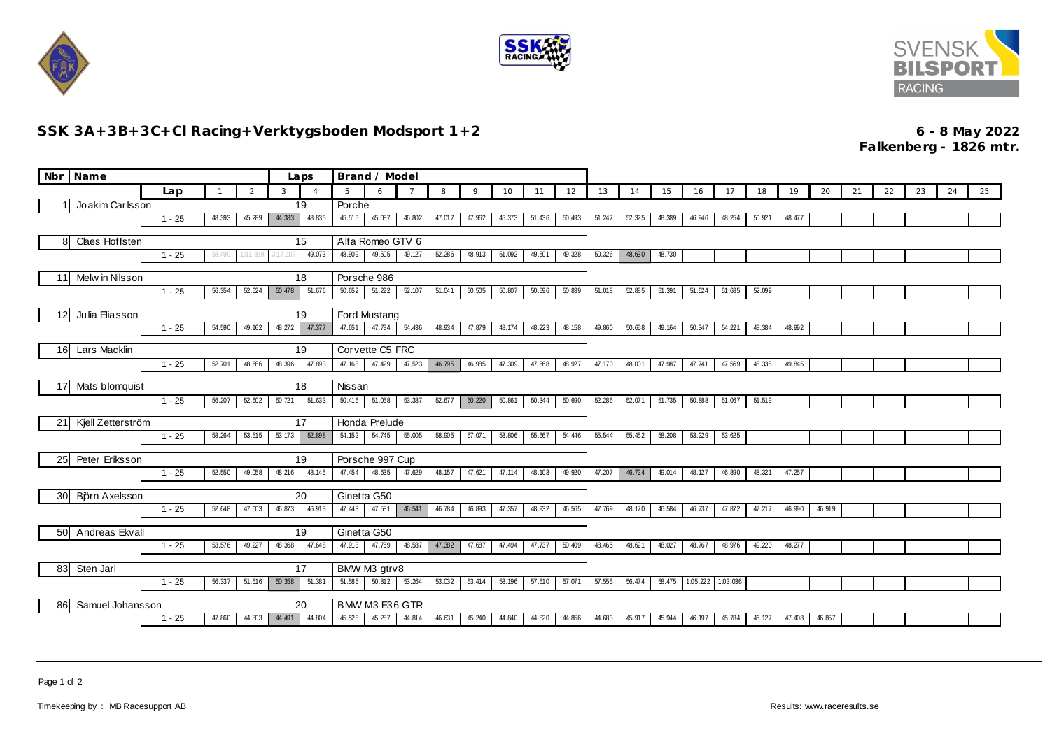## SSK 3A+3B+3C+Cl Racing+Verktygsboden Modsport 1+2

**6 - 8 May 2022**
**Falkenberg - 1826 mtr.**

| Nbr | Name | Lap | 1 | 2 | 3 | 4 | 5 | 6 | 7 | 8 | 9 | 10 | 11 | 12 | 13 | 14 | 15 | 16 | 17 | 18 | 19 | 20 | 21 | 22 | 23 | 24 | 25 |
|---|---|---|---|---|---|---|---|---|---|---|---|---|---|---|---|---|---|---|---|---|---|---|---|---|---|---|---|
| 1 | Joakim Carlsson | Laps: 19 | Porche | | | | | | | | | | | | | | | | | | | | | | | | |
| | | 1 - 25 | 48.393 | 45.289 | 44.383 | 48.835 | 45.515 | 45.087 | 46.802 | 47.017 | 47.962 | 45.373 | 51.436 | 50.493 | 51.247 | 52.325 | 48.389 | 46.946 | 48.254 | 50.921 | 48.477 | | | | | | |
| 8 | Claes Hoffsten | Laps: 15 | Alfa Romeo GTV 6 | | | | | | | | | | | | | | | | | | | | | | | | |
| | | 1 - 25 | 58.490 | 1:31.859 | 3:17.107 | 49.073 | 48.909 | 49.505 | 49.127 | 52.286 | 48.913 | 51.092 | 49.501 | 49.328 | 50.326 | 48.630 | 48.730 | | | | | | | | | | |
| 11 | Melwin Nilsson | Laps: 18 | Porsche 986 | | | | | | | | | | | | | | | | | | | | | | | | |
| | | 1 - 25 | 56.354 | 52.624 | 50.478 | 51.676 | 50.652 | 51.292 | 52.107 | 51.041 | 50.505 | 50.807 | 50.596 | 50.839 | 51.018 | 52.885 | 51.391 | 51.624 | 51.685 | 52.099 | | | | | | | |
| 12 | Julia Eliasson | Laps: 19 | Ford Mustang | | | | | | | | | | | | | | | | | | | | | | | | |
| | | 1 - 25 | 54.590 | 49.162 | 48.272 | 47.377 | 47.651 | 47.784 | 54.436 | 48.934 | 47.879 | 48.174 | 48.223 | 48.158 | 49.860 | 50.658 | 49.164 | 50.347 | 54.221 | 48.384 | 48.992 | | | | | | |
| 16 | Lars Macklin | Laps: 19 | Corvette C5 FRC | | | | | | | | | | | | | | | | | | | | | | | | |
| | | 1 - 25 | 52.701 | 48.686 | 48.396 | 47.893 | 47.163 | 47.429 | 47.523 | 46.795 | 46.985 | 47.309 | 47.568 | 48.927 | 47.170 | 48.001 | 47.987 | 47.741 | 47.569 | 48.338 | 49.845 | | | | | | |
| 17 | Mats blomquist | Laps: 18 | Nissan | | | | | | | | | | | | | | | | | | | | | | | | |
| | | 1 - 25 | 56.207 | 52.602 | 50.721 | 51.633 | 50.416 | 51.058 | 53.387 | 52.677 | 50.220 | 50.861 | 50.344 | 50.690 | 52.286 | 52.071 | 51.735 | 50.888 | 51.067 | 51.519 | | | | | | | |
| 21 | Kjell Zetterström | Laps: 17 | Honda Prelude | | | | | | | | | | | | | | | | | | | | | | | | |
| | | 1 - 25 | 58.264 | 53.515 | 53.173 | 52.898 | 54.152 | 54.745 | 55.005 | 58.905 | 57.071 | 53.806 | 55.667 | 54.446 | 55.544 | 55.452 | 58.208 | 53.229 | 53.625 | | | | | | | | |
| 25 | Peter Eriksson | Laps: 19 | Porsche 997 Cup | | | | | | | | | | | | | | | | | | | | | | | | |
| | | 1 - 25 | 52.550 | 49.058 | 48.216 | 48.145 | 47.454 | 48.635 | 47.629 | 48.157 | 47.621 | 47.114 | 48.103 | 49.920 | 47.207 | 46.724 | 49.014 | 48.127 | 46.890 | 48.321 | 47.257 | | | | | | |
| 30 | Björn Axelsson | Laps: 20 | Ginetta G50 | | | | | | | | | | | | | | | | | | | | | | | | |
| | | 1 - 25 | 52.648 | 47.603 | 46.873 | 46.913 | 47.443 | 47.581 | 46.541 | 46.784 | 46.893 | 47.357 | 48.932 | 46.565 | 47.769 | 48.170 | 46.584 | 46.737 | 47.872 | 47.217 | 46.990 | 46.919 | | | | | |
| 50 | Andreas Ekvall | Laps: 19 | Ginetta G50 | | | | | | | | | | | | | | | | | | | | | | | | |
| | | 1 - 25 | 53.576 | 49.227 | 48.368 | 47.648 | 47.913 | 47.759 | 48.587 | 47.382 | 47.687 | 47.494 | 47.737 | 50.409 | 48.465 | 48.621 | 48.027 | 48.767 | 48.976 | 49.220 | 48.277 | | | | | | |
| 83 | Sten Jarl | Laps: 17 | BMW M3 gtrv8 | | | | | | | | | | | | | | | | | | | | | | | | |
| | | 1 - 25 | 56.337 | 51.516 | 50.358 | 51.381 | 51.585 | 50.812 | 53.264 | 53.032 | 53.414 | 53.196 | 57.510 | 57.071 | 57.555 | 56.474 | 58.475 | 1:05.222 | 1:03.036 | | | | | | | | |
| 86 | Samuel Johansson | Laps: 20 | BMW M3 E36 GTR | | | | | | | | | | | | | | | | | | | | | | | | |
| | | 1 - 25 | 47.860 | 44.803 | 44.491 | 44.804 | 45.528 | 45.287 | 44.814 | 46.631 | 45.240 | 44.840 | 44.820 | 44.856 | 44.683 | 45.917 | 45.944 | 46.197 | 45.784 | 46.127 | 47.408 | 46.857 | | | | | |

Timekeeping by : MB Racesupport AB

Results: www.raceresults.se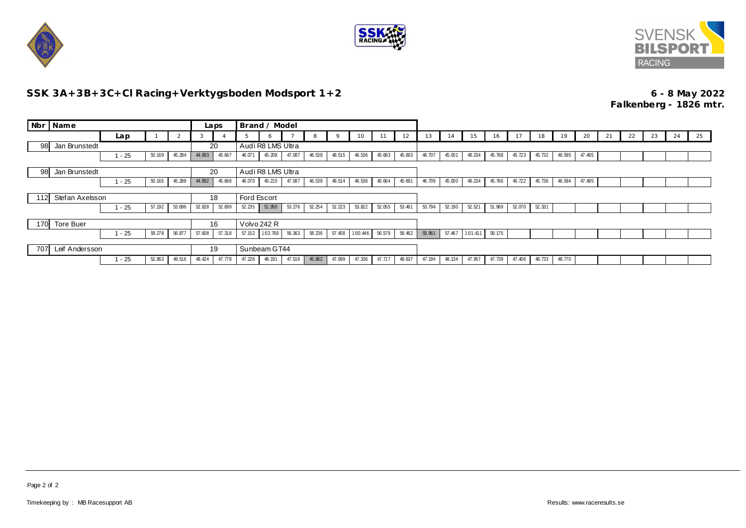## SSK 3A+3B+3C+Cl Racing+Verktygsboden Modsport 1+2

**6 - 8 May 2022**
**Falkenberg - 1826 mtr.**

| Nbr | Name | Lap | 1 | 2 | 3 | 4 | 5 | 6 | 7 | 8 | 9 | 10 | 11 | 12 | 13 | 14 | 15 | 16 | 17 | 18 | 19 | 20 | 21 | 22 | 23 | 24 | 25 |
|---|---|---|---|---|---|---|---|---|---|---|---|---|---|---|---|---|---|---|---|---|---|---|---|---|---|---|---|
| 98 | Jan Brunstedt | Laps: 20 | Audi R8 LMS Ultra | | | | | | | | | | | | | | | | | | | | | | | | |
| | | 1 - 25 | 50.169 | 45.284 | 44.893 | 45.667 | 46.071 | 45.208 | 47.087 | 46.538 | 48.515 | 46.536 | 45.663 | 45.693 | 46.707 | 45.001 | 48.234 | 45.768 | 45.723 | 45.732 | 46.595 | 47.485 | | | | | |
| 98 | Jan Brunstedt | Laps: 20 | Audi R8 LMS Ultra | | | | | | | | | | | | | | | | | | | | | | | | |
| | | 1 - 25 | 50.165 | 45.288 | 44.892 | 45.668 | 46.070 | 45.210 | 47.087 | 46.538 | 48.514 | 46.536 | 45.664 | 45.691 | 46.709 | 45.000 | 48.234 | 45.766 | 45.722 | 45.736 | 46.594 | 47.485 | | | | | |
| 112 | Stefan Axelsson | Laps: 18 | Ford Escort | | | | | | | | | | | | | | | | | | | | | | | | |
| | | 1 - 25 | 57.192 | 53.696 | 52.828 | 52.699 | 52.235 | 51.950 | 53.276 | 52.254 | 52.223 | 53.822 | 52.055 | 53.461 | 53.794 | 52.190 | 52.521 | 51.969 | 52.070 | 52.331 | | | | | | | |
| 170 | Tore Buer | Laps: 16 | Volvo 242 R | | | | | | | | | | | | | | | | | | | | | | | | |
| | | 1 - 25 | 59.278 | 56.877 | 57.608 | 57.318 | 57.152 | 1:03.768 | 56.363 | 58.236 | 57.408 | 1:00.446 | 56.579 | 58.462 | 55.961 | 57.467 | 1:01.411 | 59.175 | | | | | | | | | |
| 707 | Leif Andersson | Laps: 19 | Sunbeam GT44 | | | | | | | | | | | | | | | | | | | | | | | | |
| | | 1 - 25 | 52.863 | 49.516 | 48.424 | 47.779 | 47.226 | 48.191 | 47.516 | 45.862 | 47.099 | 47.336 | 47.717 | 48.637 | 47.194 | 48.134 | 47.957 | 47.739 | 47.406 | 48.733 | 48.770 | | | | | | |

Timekeeping by : MB Racesupport AB

Results: www.raceresults.se